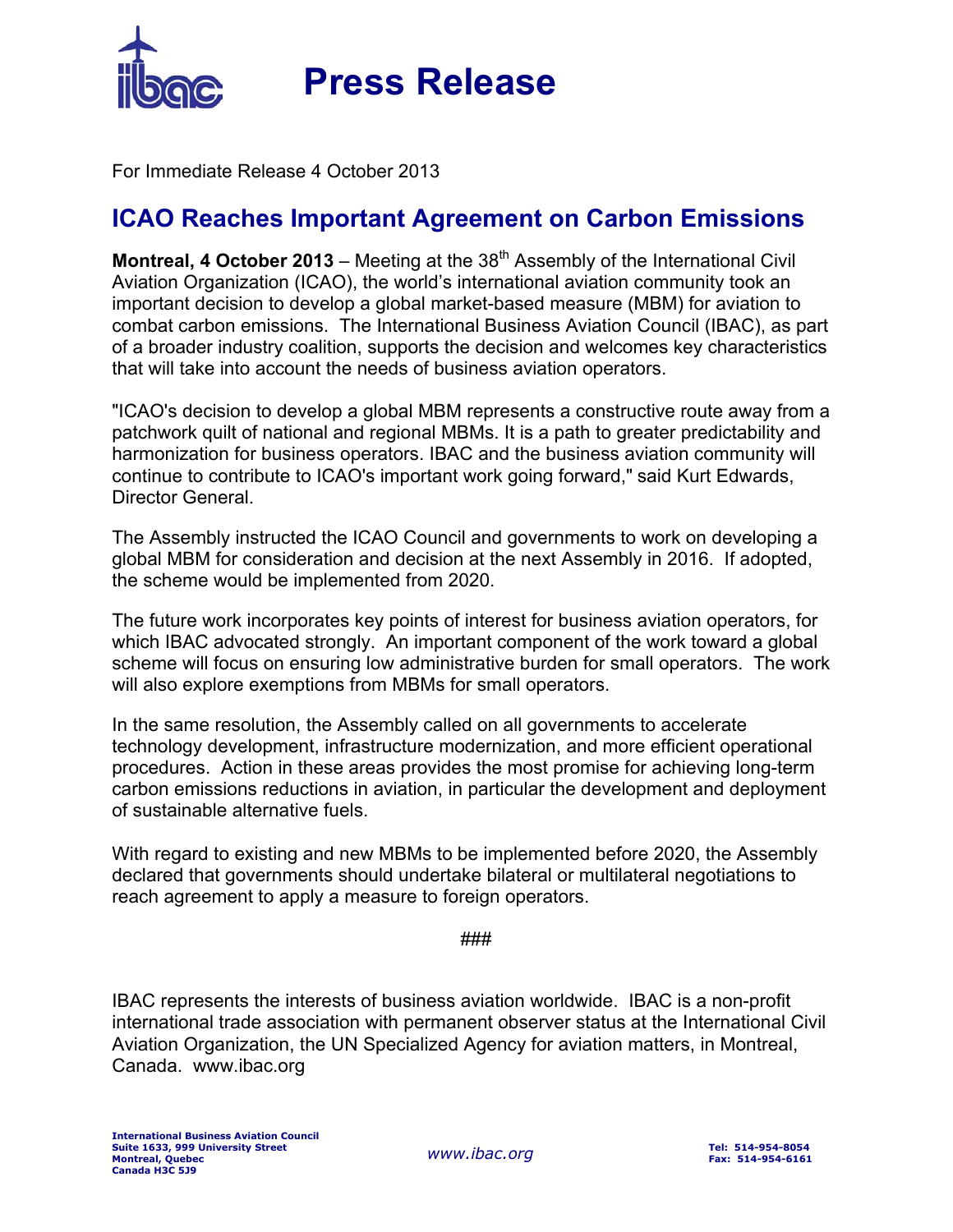# Press Release

For Immediate Release 4 October 2013

## ICAO Reaches Important Agreement on Carbon Emissions

**Montreal, 4 October 2013** – Meeting at the 38th Assembly of the International Civil Aviation Organization (ICAO), the world's international aviation community took an important decision to develop a global market-based measure (MBM) for aviation to combat carbon emissions. The International Business Aviation Council (IBAC), as part of a broader industry coalition, supports the decision and welcomes key characteristics that will take into account the needs of business aviation operators.

"ICAO's decision to develop a global MBM represents a constructive route away from a patchwork quilt of national and regional MBMs. It is a path to greater predictability and harmonization for business operators. IBAC and the business aviation community will continue to contribute to ICAO's important work going forward," said Kurt Edwards, Director General.

The Assembly instructed the ICAO Council and governments to work on developing a global MBM for consideration and decision at the next Assembly in 2016. If adopted, the scheme would be implemented from 2020.

The future work incorporates key points of interest for business aviation operators, for which IBAC advocated strongly. An important component of the work toward a global scheme will focus on ensuring low administrative burden for small operators. The work will also explore exemptions from MBMs for small operators.

In the same resolution, the Assembly called on all governments to accelerate technology development, infrastructure modernization, and more efficient operational procedures. Action in these areas provides the most promise for achieving long-term carbon emissions reductions in aviation, in particular the development and deployment of sustainable alternative fuels.

With regard to existing and new MBMs to be implemented before 2020, the Assembly declared that governments should undertake bilateral or multilateral negotiations to reach agreement to apply a measure to foreign operators.

###

IBAC represents the interests of business aviation worldwide. IBAC is a non-profit international trade association with permanent observer status at the International Civil Aviation Organization, the UN Specialized Agency for aviation matters, in Montreal, Canada. www.ibac.org

**International Business Aviation Council**
**Suite 1633, 999 University Street**
**Montreal, Quebec**
**Canada H3C 5J9**

*www.ibac.org*

**Tel: 514-954-8054**
**Fax: 514-954-6161**